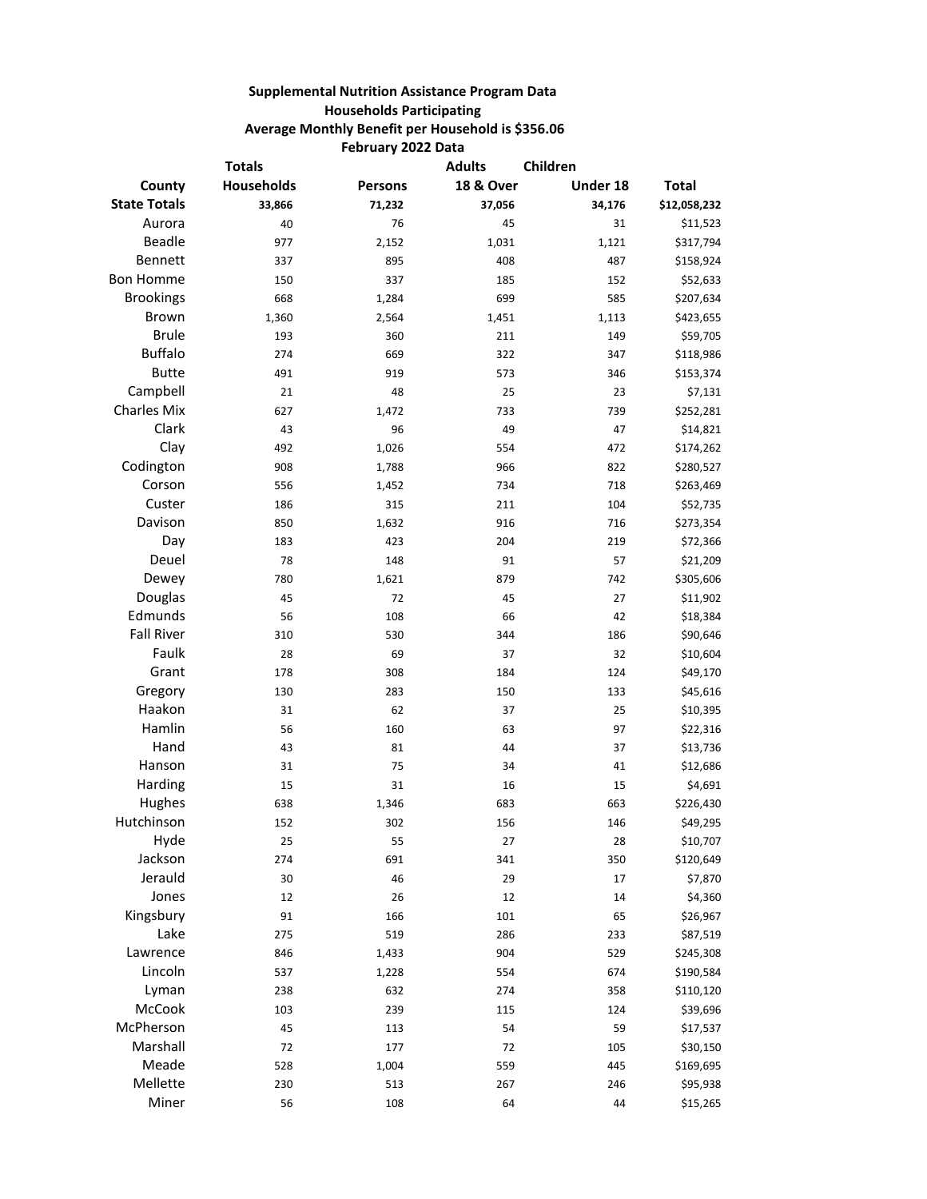**Supplemental Nutrition Assistance Program Data**

**Households Participating**

**Average Monthly Benefit per Household is $356.06**

**February 2022 Data**

| County | Totals Households | Persons | Adults 18 & Over | Children Under 18 | Total |
|---|---|---|---|---|---|
| **State Totals** | **33,866** | **71,232** | **37,056** | **34,176** | **$12,058,232** |
| Aurora | 40 | 76 | 45 | 31 | $11,523 |
| Beadle | 977 | 2,152 | 1,031 | 1,121 | $317,794 |
| Bennett | 337 | 895 | 408 | 487 | $158,924 |
| Bon Homme | 150 | 337 | 185 | 152 | $52,633 |
| Brookings | 668 | 1,284 | 699 | 585 | $207,634 |
| Brown | 1,360 | 2,564 | 1,451 | 1,113 | $423,655 |
| Brule | 193 | 360 | 211 | 149 | $59,705 |
| Buffalo | 274 | 669 | 322 | 347 | $118,986 |
| Butte | 491 | 919 | 573 | 346 | $153,374 |
| Campbell | 21 | 48 | 25 | 23 | $7,131 |
| Charles Mix | 627 | 1,472 | 733 | 739 | $252,281 |
| Clark | 43 | 96 | 49 | 47 | $14,821 |
| Clay | 492 | 1,026 | 554 | 472 | $174,262 |
| Codington | 908 | 1,788 | 966 | 822 | $280,527 |
| Corson | 556 | 1,452 | 734 | 718 | $263,469 |
| Custer | 186 | 315 | 211 | 104 | $52,735 |
| Davison | 850 | 1,632 | 916 | 716 | $273,354 |
| Day | 183 | 423 | 204 | 219 | $72,366 |
| Deuel | 78 | 148 | 91 | 57 | $21,209 |
| Dewey | 780 | 1,621 | 879 | 742 | $305,606 |
| Douglas | 45 | 72 | 45 | 27 | $11,902 |
| Edmunds | 56 | 108 | 66 | 42 | $18,384 |
| Fall River | 310 | 530 | 344 | 186 | $90,646 |
| Faulk | 28 | 69 | 37 | 32 | $10,604 |
| Grant | 178 | 308 | 184 | 124 | $49,170 |
| Gregory | 130 | 283 | 150 | 133 | $45,616 |
| Haakon | 31 | 62 | 37 | 25 | $10,395 |
| Hamlin | 56 | 160 | 63 | 97 | $22,316 |
| Hand | 43 | 81 | 44 | 37 | $13,736 |
| Hanson | 31 | 75 | 34 | 41 | $12,686 |
| Harding | 15 | 31 | 16 | 15 | $4,691 |
| Hughes | 638 | 1,346 | 683 | 663 | $226,430 |
| Hutchinson | 152 | 302 | 156 | 146 | $49,295 |
| Hyde | 25 | 55 | 27 | 28 | $10,707 |
| Jackson | 274 | 691 | 341 | 350 | $120,649 |
| Jerauld | 30 | 46 | 29 | 17 | $7,870 |
| Jones | 12 | 26 | 12 | 14 | $4,360 |
| Kingsbury | 91 | 166 | 101 | 65 | $26,967 |
| Lake | 275 | 519 | 286 | 233 | $87,519 |
| Lawrence | 846 | 1,433 | 904 | 529 | $245,308 |
| Lincoln | 537 | 1,228 | 554 | 674 | $190,584 |
| Lyman | 238 | 632 | 274 | 358 | $110,120 |
| McCook | 103 | 239 | 115 | 124 | $39,696 |
| McPherson | 45 | 113 | 54 | 59 | $17,537 |
| Marshall | 72 | 177 | 72 | 105 | $30,150 |
| Meade | 528 | 1,004 | 559 | 445 | $169,695 |
| Mellette | 230 | 513 | 267 | 246 | $95,938 |
| Miner | 56 | 108 | 64 | 44 | $15,265 |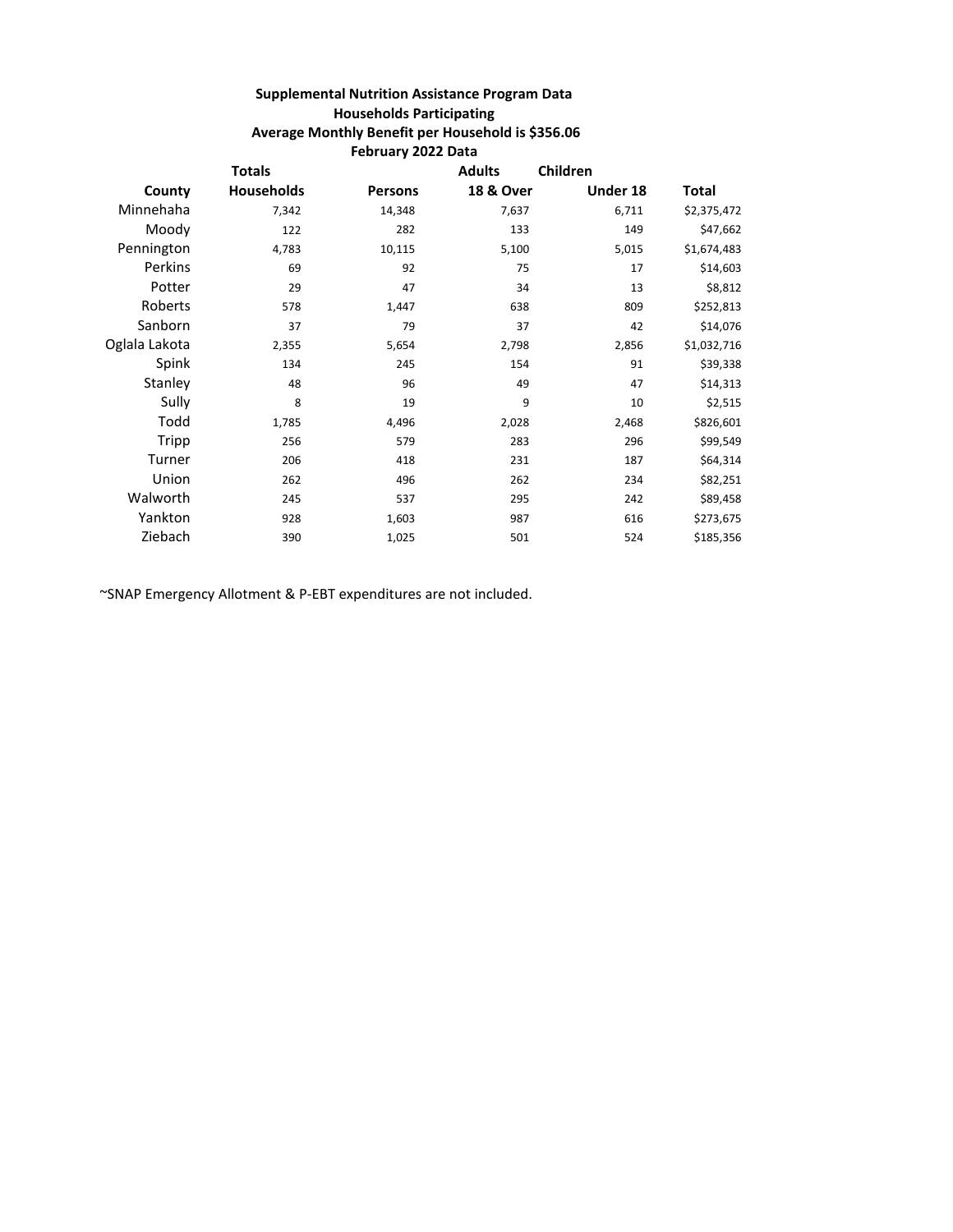**Supplemental Nutrition Assistance Program Data**
**Households Participating**
**Average Monthly Benefit per Household is $356.06**
**February 2022 Data**

| County | Totals Households | Persons | Adults 18 & Over | Children Under 18 | Total |
|---|---|---|---|---|---|
| Minnehaha | 7,342 | 14,348 | 7,637 | 6,711 | $2,375,472 |
| Moody | 122 | 282 | 133 | 149 | $47,662 |
| Pennington | 4,783 | 10,115 | 5,100 | 5,015 | $1,674,483 |
| Perkins | 69 | 92 | 75 | 17 | $14,603 |
| Potter | 29 | 47 | 34 | 13 | $8,812 |
| Roberts | 578 | 1,447 | 638 | 809 | $252,813 |
| Sanborn | 37 | 79 | 37 | 42 | $14,076 |
| Oglala Lakota | 2,355 | 5,654 | 2,798 | 2,856 | $1,032,716 |
| Spink | 134 | 245 | 154 | 91 | $39,338 |
| Stanley | 48 | 96 | 49 | 47 | $14,313 |
| Sully | 8 | 19 | 9 | 10 | $2,515 |
| Todd | 1,785 | 4,496 | 2,028 | 2,468 | $826,601 |
| Tripp | 256 | 579 | 283 | 296 | $99,549 |
| Turner | 206 | 418 | 231 | 187 | $64,314 |
| Union | 262 | 496 | 262 | 234 | $82,251 |
| Walworth | 245 | 537 | 295 | 242 | $89,458 |
| Yankton | 928 | 1,603 | 987 | 616 | $273,675 |
| Ziebach | 390 | 1,025 | 501 | 524 | $185,356 |

~SNAP Emergency Allotment & P-EBT expenditures are not included.